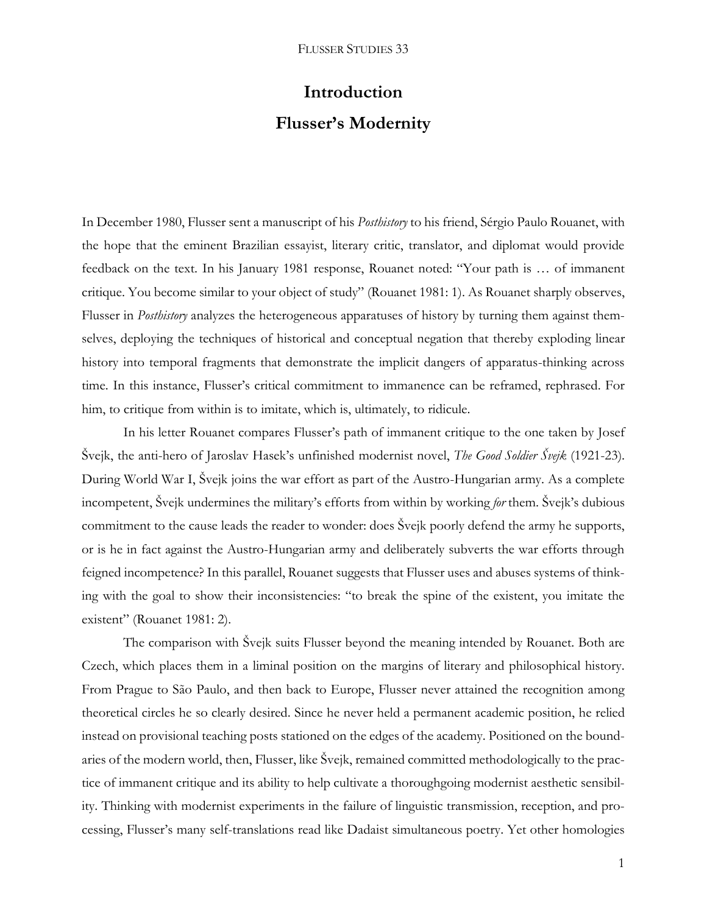# Introduction

# Flusser's Modernity

In December 1980, Flusser sent a manuscript of his *Posthistory* to his friend, Sérgio Paulo Rouanet, with the hope that the eminent Brazilian essayist, literary critic, translator, and diplomat would provide feedback on the text. In his January 1981 response, Rouanet noted: "Your path is … of immanent critique. You become similar to your object of study" (Rouanet 1981: 1). As Rouanet sharply observes, Flusser in *Posthistory* analyzes the heterogeneous apparatuses of history by turning them against themselves, deploying the techniques of historical and conceptual negation that thereby exploding linear history into temporal fragments that demonstrate the implicit dangers of apparatus-thinking across time. In this instance, Flusser's critical commitment to immanence can be reframed, rephrased. For him, to critique from within is to imitate, which is, ultimately, to ridicule.

In his letter Rouanet compares Flusser's path of immanent critique to the one taken by Josef Švejk, the anti-hero of Jaroslav Hasek's unfinished modernist novel, *The Good Soldier Švejk* (1921-23). During World War I, Švejk joins the war effort as part of the Austro-Hungarian army. As a complete incompetent, Švejk undermines the military's efforts from within by working *for* them. Švejk's dubious commitment to the cause leads the reader to wonder: does Švejk poorly defend the army he supports, or is he in fact against the Austro-Hungarian army and deliberately subverts the war efforts through feigned incompetence? In this parallel, Rouanet suggests that Flusser uses and abuses systems of thinking with the goal to show their inconsistencies: "to break the spine of the existent, you imitate the existent" (Rouanet 1981: 2).

The comparison with Švejk suits Flusser beyond the meaning intended by Rouanet. Both are Czech, which places them in a liminal position on the margins of literary and philosophical history. From Prague to São Paulo, and then back to Europe, Flusser never attained the recognition among theoretical circles he so clearly desired. Since he never held a permanent academic position, he relied instead on provisional teaching posts stationed on the edges of the academy. Positioned on the boundaries of the modern world, then, Flusser, like Švejk, remained committed methodologically to the practice of immanent critique and its ability to help cultivate a thoroughgoing modernist aesthetic sensibility. Thinking with modernist experiments in the failure of linguistic transmission, reception, and processing, Flusser's many self-translations read like Dadaist simultaneous poetry. Yet other homologies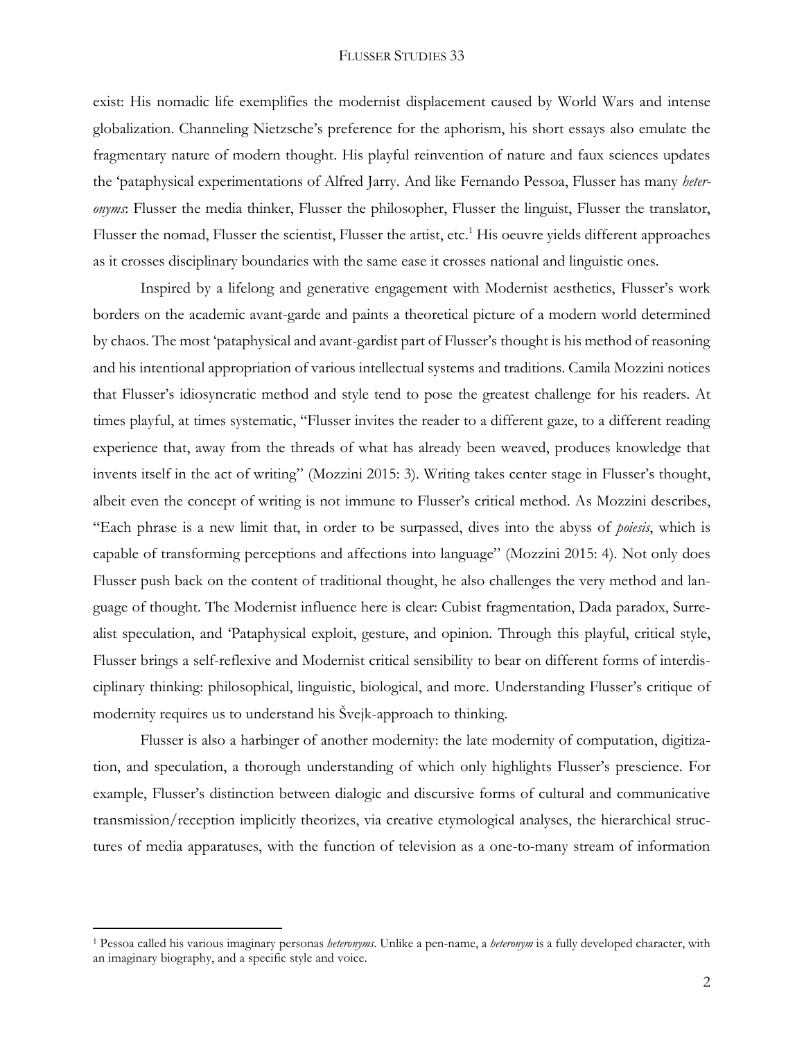exist: His nomadic life exemplifies the modernist displacement caused by World Wars and intense globalization. Channeling Nietzsche's preference for the aphorism, his short essays also emulate the fragmentary nature of modern thought. His playful reinvention of nature and faux sciences updates the 'pataphysical experimentations of Alfred Jarry. And like Fernando Pessoa, Flusser has many *heteronyms*: Flusser the media thinker, Flusser the philosopher, Flusser the linguist, Flusser the translator, Flusser the nomad, Flusser the scientist, Flusser the artist, etc.[1] His oeuvre yields different approaches as it crosses disciplinary boundaries with the same ease it crosses national and linguistic ones.

Inspired by a lifelong and generative engagement with Modernist aesthetics, Flusser's work borders on the academic avant-garde and paints a theoretical picture of a modern world determined by chaos. The most 'pataphysical and avant-gardist part of Flusser's thought is his method of reasoning and his intentional appropriation of various intellectual systems and traditions. Camila Mozzini notices that Flusser's idiosyncratic method and style tend to pose the greatest challenge for his readers. At times playful, at times systematic, "Flusser invites the reader to a different gaze, to a different reading experience that, away from the threads of what has already been weaved, produces knowledge that invents itself in the act of writing" (Mozzini 2015: 3). Writing takes center stage in Flusser's thought, albeit even the concept of writing is not immune to Flusser's critical method. As Mozzini describes, "Each phrase is a new limit that, in order to be surpassed, dives into the abyss of *poiesis*, which is capable of transforming perceptions and affections into language" (Mozzini 2015: 4). Not only does Flusser push back on the content of traditional thought, he also challenges the very method and language of thought. The Modernist influence here is clear: Cubist fragmentation, Dada paradox, Surrealist speculation, and 'Pataphysical exploit, gesture, and opinion. Through this playful, critical style, Flusser brings a self-reflexive and Modernist critical sensibility to bear on different forms of interdisciplinary thinking: philosophical, linguistic, biological, and more. Understanding Flusser's critique of modernity requires us to understand his Švejk-approach to thinking.

Flusser is also a harbinger of another modernity: the late modernity of computation, digitization, and speculation, a thorough understanding of which only highlights Flusser's prescience. For example, Flusser's distinction between dialogic and discursive forms of cultural and communicative transmission/reception implicitly theorizes, via creative etymological analyses, the hierarchical structures of media apparatuses, with the function of television as a one-to-many stream of information

[1] Pessoa called his various imaginary personas *heteronyms*. Unlike a pen-name, a *heteronym* is a fully developed character, with an imaginary biography, and a specific style and voice.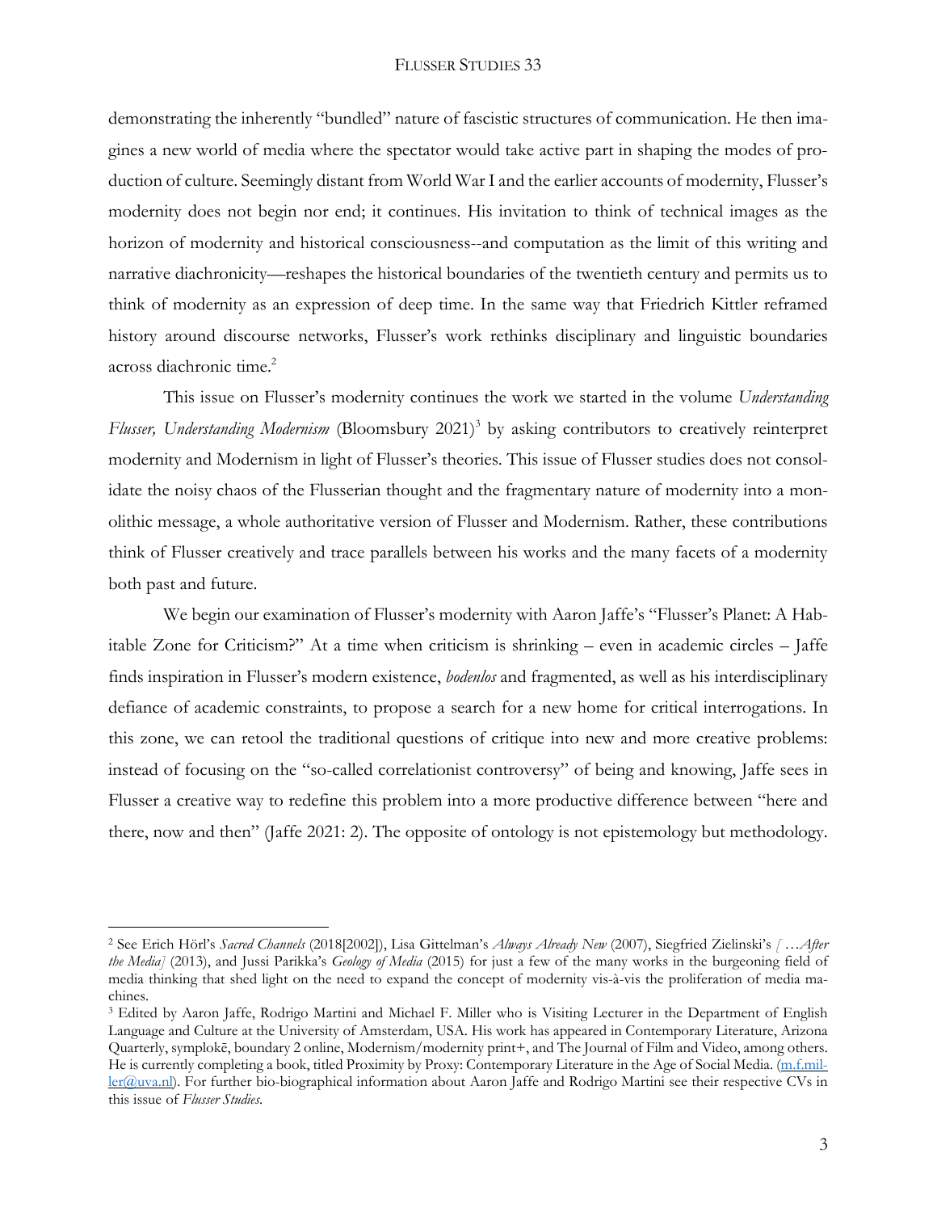demonstrating the inherently "bundled" nature of fascistic structures of communication. He then imagines a new world of media where the spectator would take active part in shaping the modes of production of culture. Seemingly distant from World War I and the earlier accounts of modernity, Flusser's modernity does not begin nor end; it continues. His invitation to think of technical images as the horizon of modernity and historical consciousness--and computation as the limit of this writing and narrative diachronicity—reshapes the historical boundaries of the twentieth century and permits us to think of modernity as an expression of deep time. In the same way that Friedrich Kittler reframed history around discourse networks, Flusser's work rethinks disciplinary and linguistic boundaries across diachronic time.[2]

This issue on Flusser's modernity continues the work we started in the volume *Understanding Flusser, Understanding Modernism* (Bloomsbury 2021)[3] by asking contributors to creatively reinterpret modernity and Modernism in light of Flusser's theories. This issue of Flusser studies does not consolidate the noisy chaos of the Flusserian thought and the fragmentary nature of modernity into a monolithic message, a whole authoritative version of Flusser and Modernism. Rather, these contributions think of Flusser creatively and trace parallels between his works and the many facets of a modernity both past and future.

We begin our examination of Flusser's modernity with Aaron Jaffe's "Flusser's Planet: A Habitable Zone for Criticism?" At a time when criticism is shrinking – even in academic circles – Jaffe finds inspiration in Flusser's modern existence, *bodenlos* and fragmented, as well as his interdisciplinary defiance of academic constraints, to propose a search for a new home for critical interrogations. In this zone, we can retool the traditional questions of critique into new and more creative problems: instead of focusing on the "so-called correlationist controversy" of being and knowing, Jaffe sees in Flusser a creative way to redefine this problem into a more productive difference between "here and there, now and then" (Jaffe 2021: 2). The opposite of ontology is not epistemology but methodology.

---

[2] See Erich Hörl's *Sacred Channels* (2018[2002]), Lisa Gittelman's *Always Already New* (2007), Siegfried Zielinski's *[ …After the Media]* (2013), and Jussi Parikka's *Geology of Media* (2015) for just a few of the many works in the burgeoning field of media thinking that shed light on the need to expand the concept of modernity vis-à-vis the proliferation of media machines.

[3] Edited by Aaron Jaffe, Rodrigo Martini and Michael F. Miller who is Visiting Lecturer in the Department of English Language and Culture at the University of Amsterdam, USA. His work has appeared in Contemporary Literature, Arizona Quarterly, symplokē, boundary 2 online, Modernism/modernity print+, and The Journal of Film and Video, among others. He is currently completing a book, titled Proximity by Proxy: Contemporary Literature in the Age of Social Media. (m.f.miller@uva.nl). For further bio-biographical information about Aaron Jaffe and Rodrigo Martini see their respective CVs in this issue of *Flusser Studies*.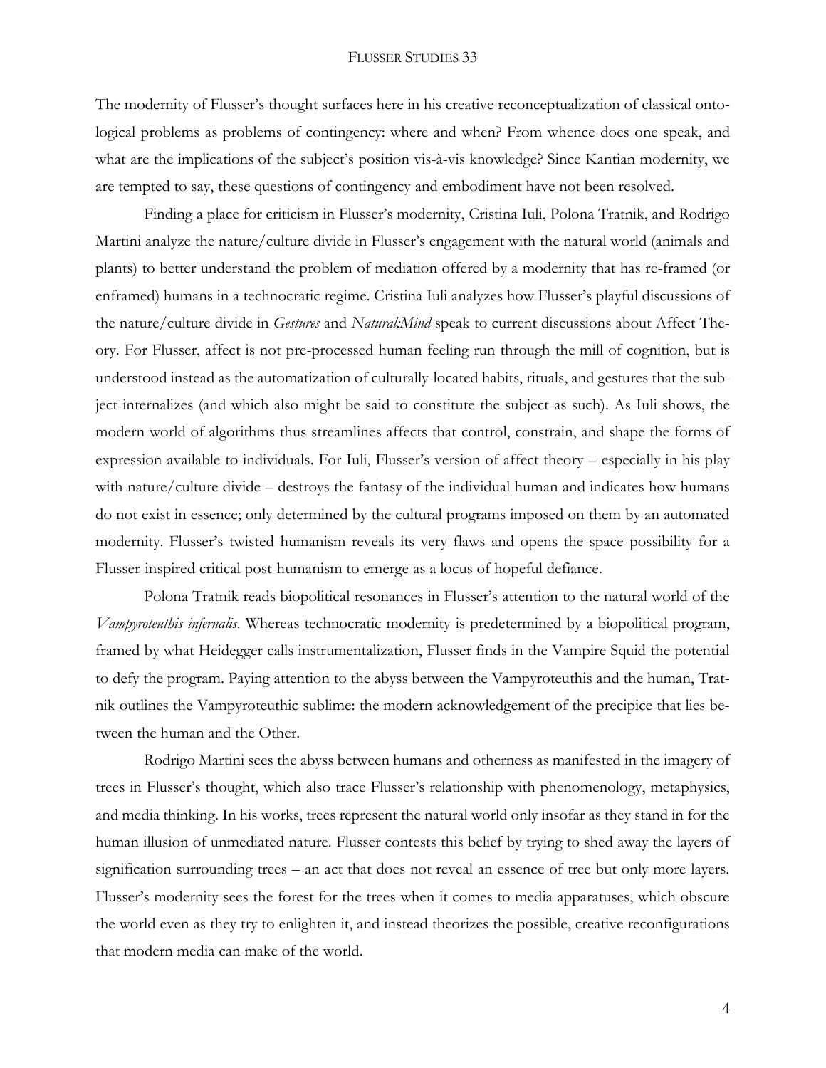The modernity of Flusser's thought surfaces here in his creative reconceptualization of classical ontological problems as problems of contingency: where and when? From whence does one speak, and what are the implications of the subject's position vis-à-vis knowledge? Since Kantian modernity, we are tempted to say, these questions of contingency and embodiment have not been resolved.

Finding a place for criticism in Flusser's modernity, Cristina Iuli, Polona Tratnik, and Rodrigo Martini analyze the nature/culture divide in Flusser's engagement with the natural world (animals and plants) to better understand the problem of mediation offered by a modernity that has re-framed (or enframed) humans in a technocratic regime. Cristina Iuli analyzes how Flusser's playful discussions of the nature/culture divide in *Gestures* and *Natural:Mind* speak to current discussions about Affect Theory. For Flusser, affect is not pre-processed human feeling run through the mill of cognition, but is understood instead as the automatization of culturally-located habits, rituals, and gestures that the subject internalizes (and which also might be said to constitute the subject as such). As Iuli shows, the modern world of algorithms thus streamlines affects that control, constrain, and shape the forms of expression available to individuals. For Iuli, Flusser's version of affect theory – especially in his play with nature/culture divide – destroys the fantasy of the individual human and indicates how humans do not exist in essence; only determined by the cultural programs imposed on them by an automated modernity. Flusser's twisted humanism reveals its very flaws and opens the space possibility for a Flusser-inspired critical post-humanism to emerge as a locus of hopeful defiance.

Polona Tratnik reads biopolitical resonances in Flusser's attention to the natural world of the *Vampyroteuthis infernalis*. Whereas technocratic modernity is predetermined by a biopolitical program, framed by what Heidegger calls instrumentalization, Flusser finds in the Vampire Squid the potential to defy the program. Paying attention to the abyss between the Vampyroteuthis and the human, Tratnik outlines the Vampyroteuthic sublime: the modern acknowledgement of the precipice that lies between the human and the Other.

Rodrigo Martini sees the abyss between humans and otherness as manifested in the imagery of trees in Flusser's thought, which also trace Flusser's relationship with phenomenology, metaphysics, and media thinking. In his works, trees represent the natural world only insofar as they stand in for the human illusion of unmediated nature. Flusser contests this belief by trying to shed away the layers of signification surrounding trees – an act that does not reveal an essence of tree but only more layers. Flusser's modernity sees the forest for the trees when it comes to media apparatuses, which obscure the world even as they try to enlighten it, and instead theorizes the possible, creative reconfigurations that modern media can make of the world.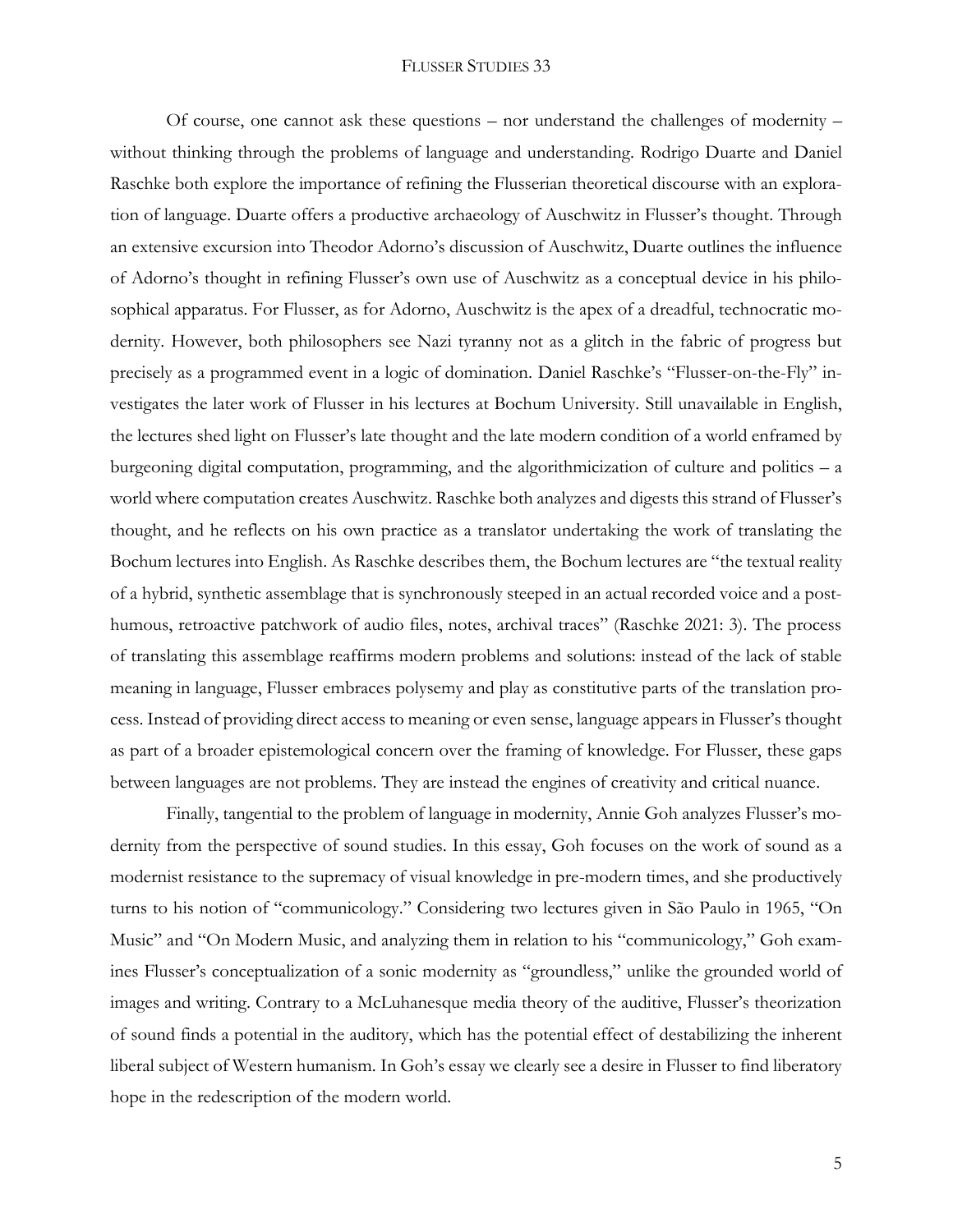Of course, one cannot ask these questions – nor understand the challenges of modernity – without thinking through the problems of language and understanding. Rodrigo Duarte and Daniel Raschke both explore the importance of refining the Flusserian theoretical discourse with an exploration of language. Duarte offers a productive archaeology of Auschwitz in Flusser's thought. Through an extensive excursion into Theodor Adorno's discussion of Auschwitz, Duarte outlines the influence of Adorno's thought in refining Flusser's own use of Auschwitz as a conceptual device in his philosophical apparatus. For Flusser, as for Adorno, Auschwitz is the apex of a dreadful, technocratic modernity. However, both philosophers see Nazi tyranny not as a glitch in the fabric of progress but precisely as a programmed event in a logic of domination. Daniel Raschke's "Flusser-on-the-Fly" investigates the later work of Flusser in his lectures at Bochum University. Still unavailable in English, the lectures shed light on Flusser's late thought and the late modern condition of a world enframed by burgeoning digital computation, programming, and the algorithmicization of culture and politics – a world where computation creates Auschwitz. Raschke both analyzes and digests this strand of Flusser's thought, and he reflects on his own practice as a translator undertaking the work of translating the Bochum lectures into English. As Raschke describes them, the Bochum lectures are "the textual reality of a hybrid, synthetic assemblage that is synchronously steeped in an actual recorded voice and a posthumous, retroactive patchwork of audio files, notes, archival traces" (Raschke 2021: 3). The process of translating this assemblage reaffirms modern problems and solutions: instead of the lack of stable meaning in language, Flusser embraces polysemy and play as constitutive parts of the translation process. Instead of providing direct access to meaning or even sense, language appears in Flusser's thought as part of a broader epistemological concern over the framing of knowledge. For Flusser, these gaps between languages are not problems. They are instead the engines of creativity and critical nuance.

Finally, tangential to the problem of language in modernity, Annie Goh analyzes Flusser's modernity from the perspective of sound studies. In this essay, Goh focuses on the work of sound as a modernist resistance to the supremacy of visual knowledge in pre-modern times, and she productively turns to his notion of "communicology." Considering two lectures given in São Paulo in 1965, "On Music" and "On Modern Music, and analyzing them in relation to his "communicology," Goh examines Flusser's conceptualization of a sonic modernity as "groundless," unlike the grounded world of images and writing. Contrary to a McLuhanesque media theory of the auditive, Flusser's theorization of sound finds a potential in the auditory, which has the potential effect of destabilizing the inherent liberal subject of Western humanism. In Goh's essay we clearly see a desire in Flusser to find liberatory hope in the redescription of the modern world.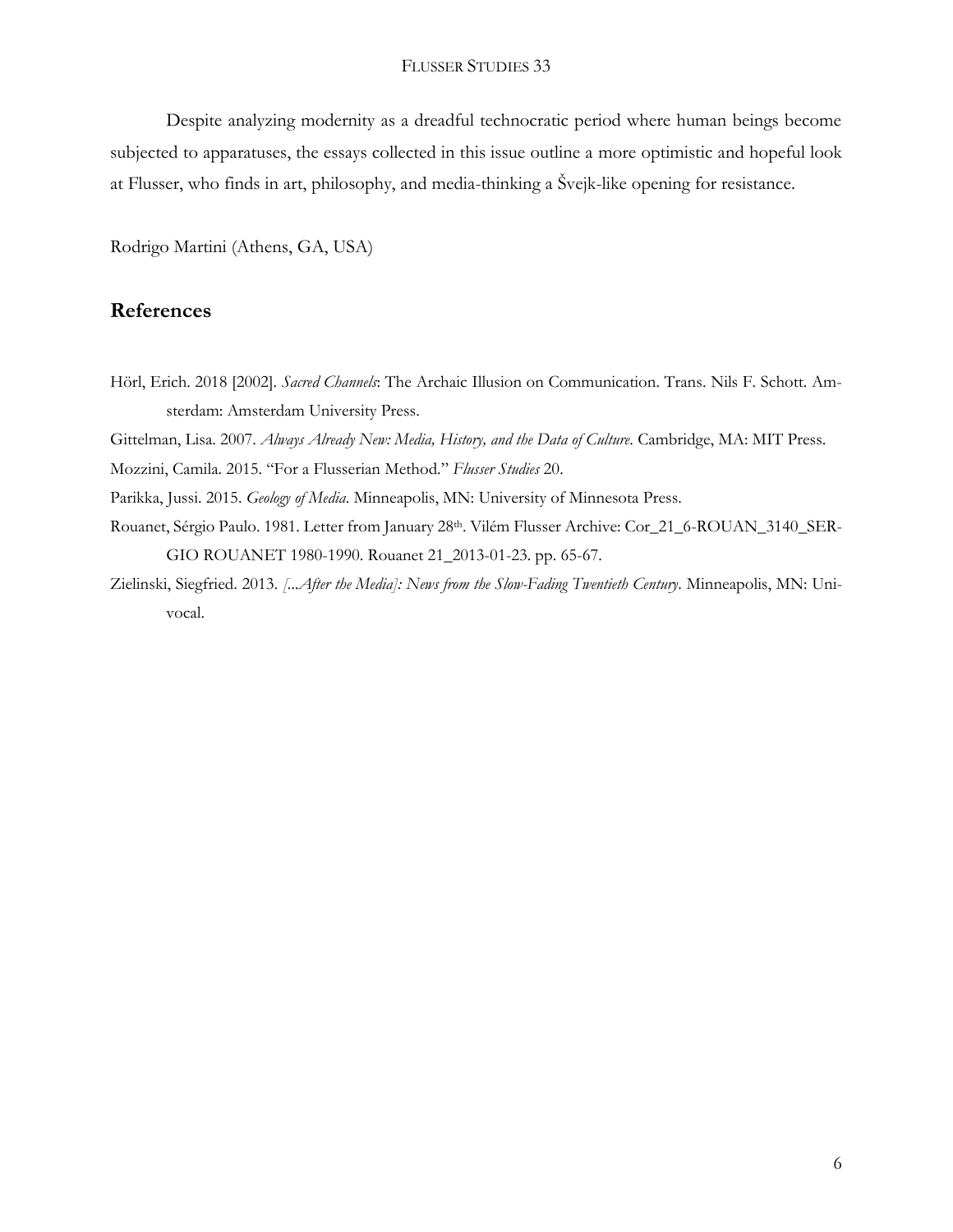Despite analyzing modernity as a dreadful technocratic period where human beings become subjected to apparatuses, the essays collected in this issue outline a more optimistic and hopeful look at Flusser, who finds in art, philosophy, and media-thinking a Švejk-like opening for resistance.

Rodrigo Martini (Athens, GA, USA)

## References

Hörl, Erich. 2018 [2002]. *Sacred Channels*: The Archaic Illusion on Communication. Trans. Nils F. Schott. Amsterdam: Amsterdam University Press.

Gittelman, Lisa. 2007. *Always Already New: Media, History, and the Data of Culture*. Cambridge, MA: MIT Press.

Mozzini, Camila. 2015. "For a Flusserian Method." *Flusser Studies* 20.

Parikka, Jussi. 2015. *Geology of Media*. Minneapolis, MN: University of Minnesota Press.

Rouanet, Sérgio Paulo. 1981. Letter from January 28th. Vilém Flusser Archive: Cor_21_6-ROUAN_3140_SERGIO ROUANET 1980-1990. Rouanet 21_2013-01-23. pp. 65-67.

Zielinski, Siegfried. 2013. *[...After the Media]: News from the Slow-Fading Twentieth Century*. Minneapolis, MN: Univocal.